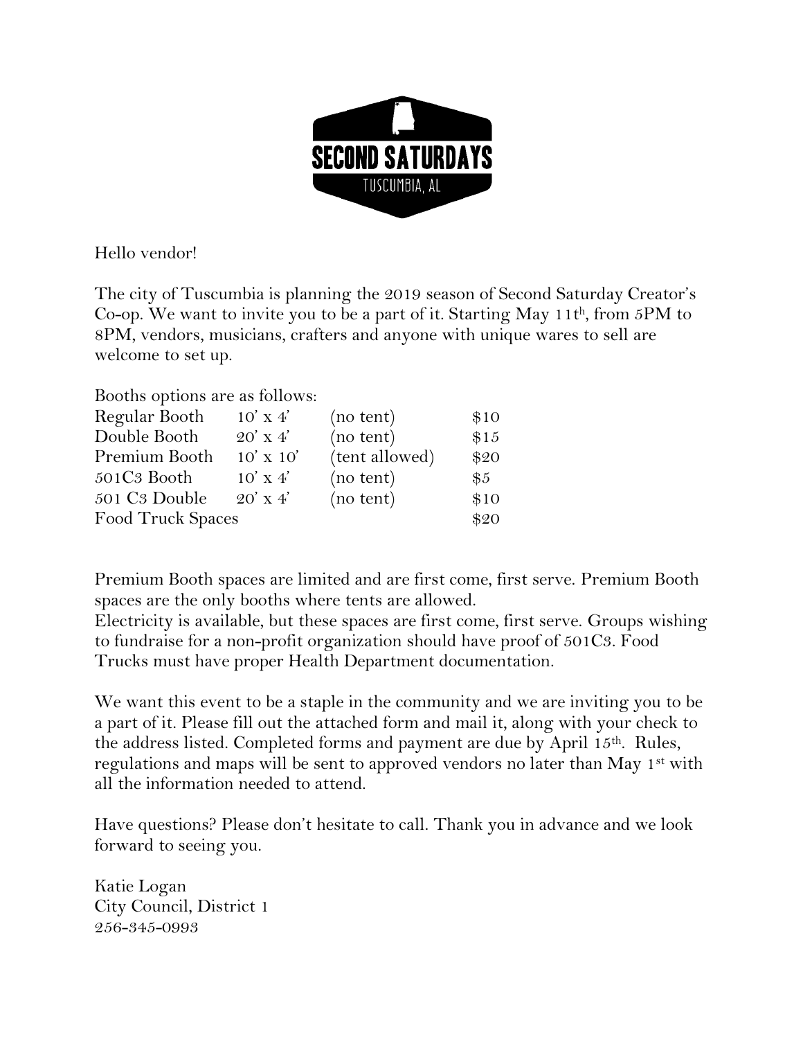# SECOND SATURDAYS

TUSCUMBIA, AL

Hello vendor!

The city of Tuscumbia is planning the 2019 season of Second Saturday Creator's Co-op. We want to invite you to be a part of it. Starting May 11th, from 5PM to 8PM, vendors, musicians, crafters and anyone with unique wares to sell are welcome to set up.

Booths options are as follows:

| | | | |
|---|---|---|---|
| Regular Booth | 10' x 4' | (no tent) | $10 |
| Double Booth | 20' x 4' | (no tent) | $15 |
| Premium Booth | 10' x 10' | (tent allowed) | $20 |
| 501C3 Booth | 10' x 4' | (no tent) | $5 |
| 501 C3 Double | 20' x 4' | (no tent) | $10 |
| Food Truck Spaces | | | $20 |

Premium Booth spaces are limited and are first come, first serve. Premium Booth spaces are the only booths where tents are allowed.
Electricity is available, but these spaces are first come, first serve. Groups wishing to fundraise for a non-profit organization should have proof of 501C3. Food Trucks must have proper Health Department documentation.

We want this event to be a staple in the community and we are inviting you to be a part of it. Please fill out the attached form and mail it, along with your check to the address listed. Completed forms and payment are due by April 15th. Rules, regulations and maps will be sent to approved vendors no later than May 1st with all the information needed to attend.

Have questions? Please don't hesitate to call. Thank you in advance and we look forward to seeing you.

Katie Logan
City Council, District 1
256-345-0993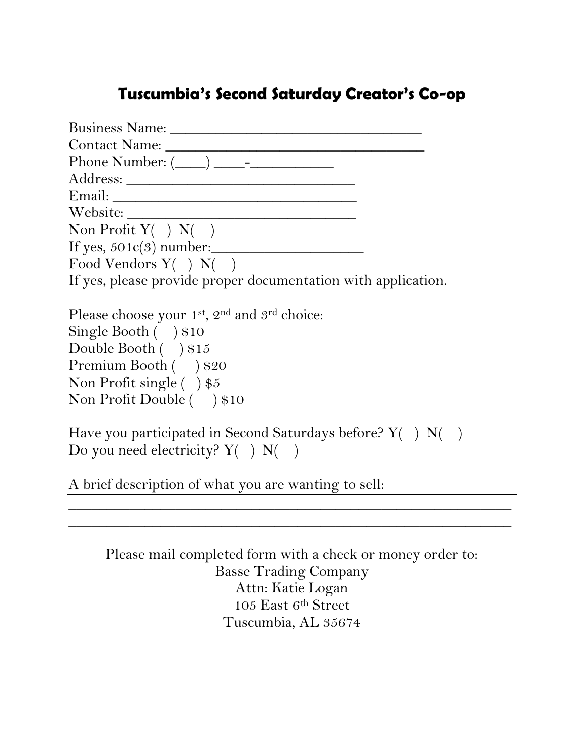# Tuscumbia's Second Saturday Creator's Co-op

Business Name: ________________________________
Contact Name: _________________________________
Phone Number: (____) ____-__________
Address: _____________________________
Email: ______________________________
Website: ____________________________
Non Profit Y( ) N( )
If yes, 501c(3) number:___________________
Food Vendors Y( ) N( )
If yes, please provide proper documentation with application.

Please choose your 1st, 2nd and 3rd choice:
Single Booth ( ) $10
Double Booth ( ) $15
Premium Booth ( ) $20
Non Profit single ( ) $5
Non Profit Double ( ) $10

Have you participated in Second Saturdays before? Y( ) N( )
Do you need electricity? Y( ) N( )

A brief description of what you are wanting to sell: ________________
_______________________________________________________
_______________________________________________________

Please mail completed form with a check or money order to:
Basse Trading Company
Attn: Katie Logan
105 East 6th Street
Tuscumbia, AL 35674